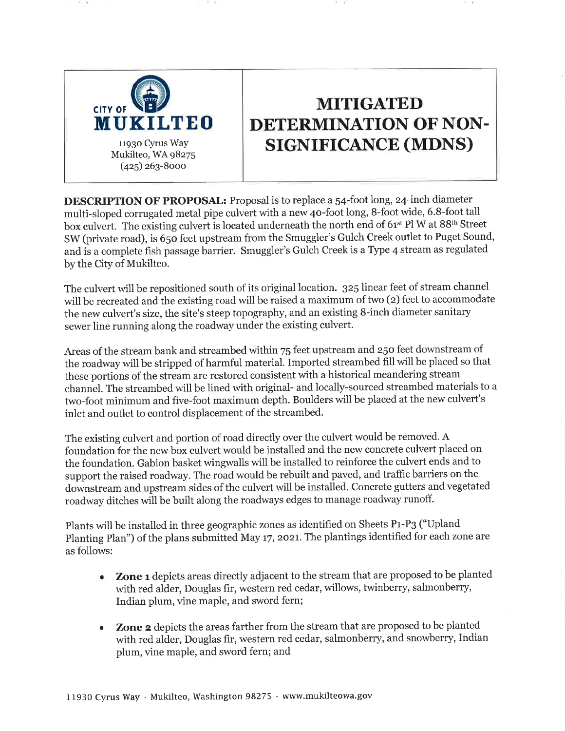CITY OF **MUKILTEO**

11930 Cyrus Way
Mukilteo, WA 98275
(425) 263-8000

# MITIGATED DETERMINATION OF NON-SIGNIFICANCE (MDNS)

**DESCRIPTION OF PROPOSAL:** Proposal is to replace a 54-foot long, 24-inch diameter multi-sloped corrugated metal pipe culvert with a new 40-foot long, 8-foot wide, 6.8-foot tall box culvert. The existing culvert is located underneath the north end of 61st Pl W at 88th Street SW (private road), is 650 feet upstream from the Smuggler's Gulch Creek outlet to Puget Sound, and is a complete fish passage barrier. Smuggler's Gulch Creek is a Type 4 stream as regulated by the City of Mukilteo.

The culvert will be repositioned south of its original location. 325 linear feet of stream channel will be recreated and the existing road will be raised a maximum of two (2) feet to accommodate the new culvert's size, the site's steep topography, and an existing 8-inch diameter sanitary sewer line running along the roadway under the existing culvert.

Areas of the stream bank and streambed within 75 feet upstream and 250 feet downstream of the roadway will be stripped of harmful material. Imported streambed fill will be placed so that these portions of the stream are restored consistent with a historical meandering stream channel. The streambed will be lined with original- and locally-sourced streambed materials to a two-foot minimum and five-foot maximum depth. Boulders will be placed at the new culvert's inlet and outlet to control displacement of the streambed.

The existing culvert and portion of road directly over the culvert would be removed. A foundation for the new box culvert would be installed and the new concrete culvert placed on the foundation. Gabion basket wingwalls will be installed to reinforce the culvert ends and to support the raised roadway. The road would be rebuilt and paved, and traffic barriers on the downstream and upstream sides of the culvert will be installed. Concrete gutters and vegetated roadway ditches will be built along the roadways edges to manage roadway runoff.

Plants will be installed in three geographic zones as identified on Sheets P1-P3 ("Upland Planting Plan") of the plans submitted May 17, 2021. The plantings identified for each zone are as follows:

- **Zone 1** depicts areas directly adjacent to the stream that are proposed to be planted with red alder, Douglas fir, western red cedar, willows, twinberry, salmonberry, Indian plum, vine maple, and sword fern;
- **Zone 2** depicts the areas farther from the stream that are proposed to be planted with red alder, Douglas fir, western red cedar, salmonberry, and snowberry, Indian plum, vine maple, and sword fern; and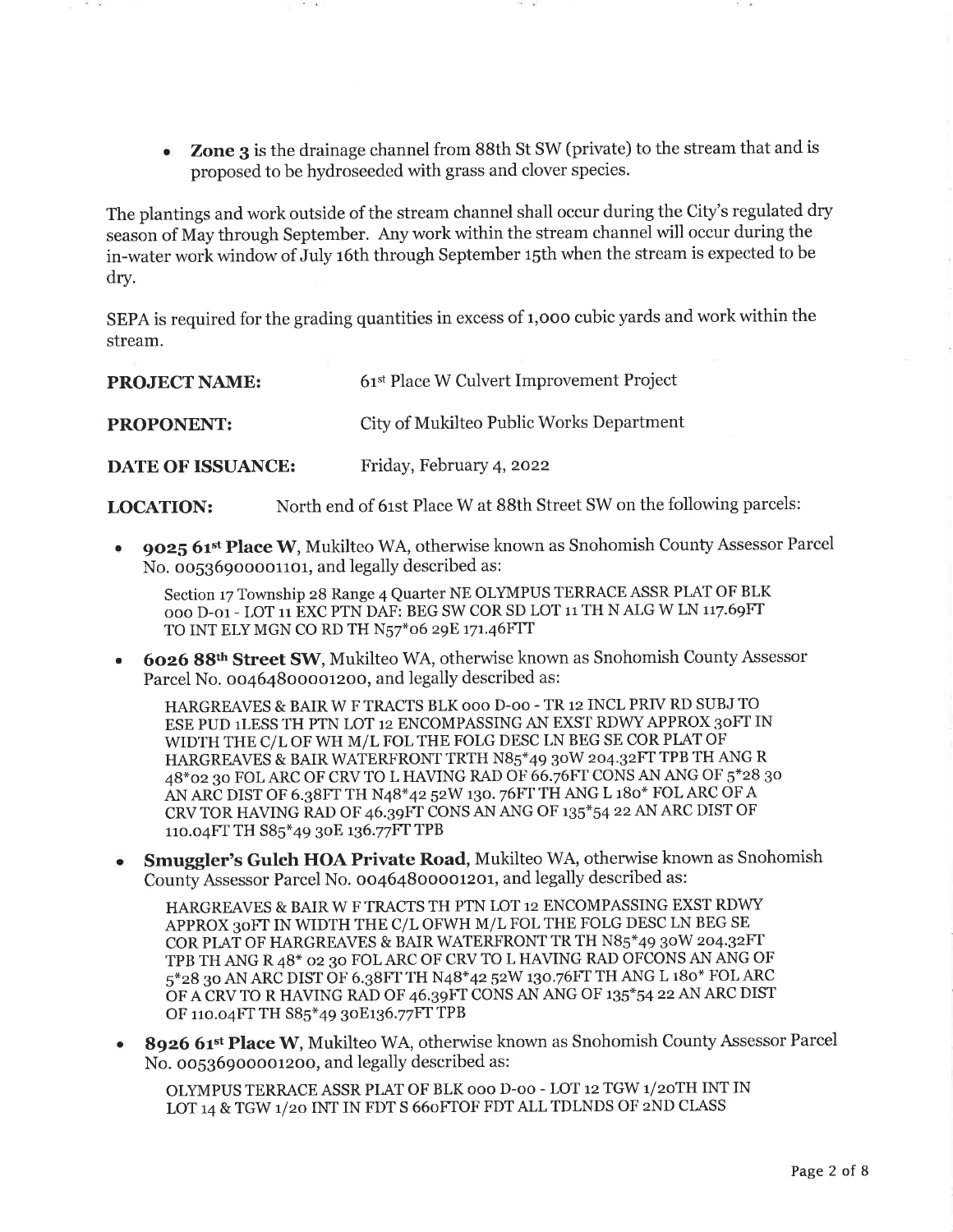- **Zone 3** is the drainage channel from 88th St SW (private) to the stream that and is proposed to be hydroseeded with grass and clover species.

The plantings and work outside of the stream channel shall occur during the City's regulated dry season of May through September. Any work within the stream channel will occur during the in-water work window of July 16th through September 15th when the stream is expected to be dry.

SEPA is required for the grading quantities in excess of 1,000 cubic yards and work within the stream.

**PROJECT NAME:** 61st Place W Culvert Improvement Project

**PROPONENT:** City of Mukilteo Public Works Department

**DATE OF ISSUANCE:** Friday, February 4, 2022

**LOCATION:** North end of 61st Place W at 88th Street SW on the following parcels:

- **9025 61st Place W**, Mukilteo WA, otherwise known as Snohomish County Assessor Parcel No. 00536900001101, and legally described as:

  Section 17 Township 28 Range 4 Quarter NE OLYMPUS TERRACE ASSR PLAT OF BLK 000 D-01 - LOT 11 EXC PTN DAF: BEG SW COR SD LOT 11 TH N ALG W LN 117.69FT TO INT ELY MGN CO RD TH N57*06 29E 171.46FT

- **6026 88th Street SW**, Mukilteo WA, otherwise known as Snohomish County Assessor Parcel No. 00464800001200, and legally described as:

  HARGREAVES & BAIR W F TRACTS BLK 000 D-00 - TR 12 INCL PRIV RD SUBJ TO ESE PUD 1LESS TH PTN LOT 12 ENCOMPASSING AN EXST RDWY APPROX 30FT IN WIDTH THE C/L OF WH M/L FOL THE FOLG DESC LN BEG SE COR PLAT OF HARGREAVES & BAIR WATERFRONT TRTH N85*49 30W 204.32FT TPB TH ANG R 48*02 30 FOL ARC OF CRV TO L HAVING RAD OF 66.76FT CONS AN ANG OF 5*28 30 AN ARC DIST OF 6.38FT TH N48*42 52W 130. 76FT TH ANG L 180* FOL ARC OF A CRV TOR HAVING RAD OF 46.39FT CONS AN ANG OF 135*54 22 AN ARC DIST OF 110.04FT TH S85*49 30E 136.77FT TPB

- **Smuggler's Gulch HOA Private Road**, Mukilteo WA, otherwise known as Snohomish County Assessor Parcel No. 00464800001201, and legally described as:

  HARGREAVES & BAIR W F TRACTS TH PTN LOT 12 ENCOMPASSING EXST RDWY APPROX 30FT IN WIDTH THE C/L OFWH M/L FOL THE FOLG DESC LN BEG SE COR PLAT OF HARGREAVES & BAIR WATERFRONT TR TH N85*49 30W 204.32FT TPB TH ANG R 48* 02 30 FOL ARC OF CRV TO L HAVING RAD OFCONS AN ANG OF 5*28 30 AN ARC DIST OF 6.38FT TH N48*42 52W 130.76FT TH ANG L 180* FOL ARC OF A CRV TO R HAVING RAD OF 46.39FT CONS AN ANG OF 135*54 22 AN ARC DIST OF 110.04FT TH S85*49 30E136.77FT TPB

- **8926 61st Place W**, Mukilteo WA, otherwise known as Snohomish County Assessor Parcel No. 00536900001200, and legally described as:

  OLYMPUS TERRACE ASSR PLAT OF BLK 000 D-00 - LOT 12 TGW 1/20TH INT IN LOT 14 & TGW 1/20 INT IN FDT S 660FTOF FDT ALL TDLNDS OF 2ND CLASS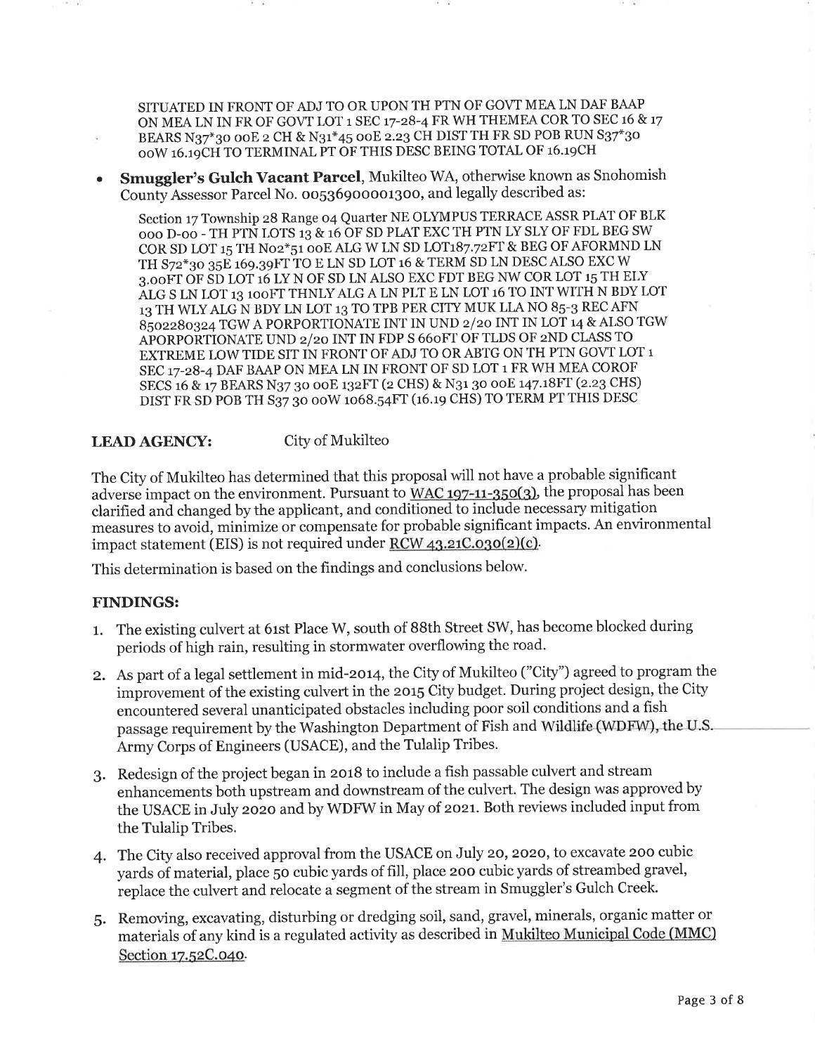SITUATED IN FRONT OF ADJ TO OR UPON TH PTN OF GOVT MEA LN DAF BAAP ON MEA LN IN FR OF GOVT LOT 1 SEC 17-28-4 FR WH THEMEA COR TO SEC 16 & 17 BEARS N37*30 00E 2 CH & N31*45 00E 2.23 CH DIST TH FR SD POB RUN S37*30 00W 16.19CH TO TERMINAL PT OF THIS DESC BEING TOTAL OF 16.19CH

- **Smuggler's Gulch Vacant Parcel**, Mukilteo WA, otherwise known as Snohomish County Assessor Parcel No. 00536900001300, and legally described as:

  Section 17 Township 28 Range 04 Quarter NE OLYMPUS TERRACE ASSR PLAT OF BLK 000 D-00 - TH PTN LOTS 13 & 16 OF SD PLAT EXC TH PTN LY SLY OF FDL BEG SW COR SD LOT 15 TH N02*51 00E ALG W LN SD LOT187.72FT & BEG OF AFORMND LN TH S72*30 35E 169.39FT TO E LN SD LOT 16 & TERM SD LN DESC ALSO EXC W 3.00FT OF SD LOT 16 LY N OF SD LN ALSO EXC FDT BEG NW COR LOT 15 TH ELY ALG S LN LOT 13 100FT THNLY ALG A LN PLT E LN LOT 16 TO INT WITH N BDY LOT 13 TH WLY ALG N BDY LN LOT 13 TO TPB PER CITY MUK LLA NO 85-3 REC AFN 8502280324 TGW A PORPORTIONATE UND 2/20 INT IN FDP S 660FT OF TLDS OF 2ND CLASS TO EXTREME LOW TIDE SIT IN FRONT OF ADJ TO OR ABTG ON TH PTN GOVT LOT 1 SEC 17-28-4 DAF BAAP ON MEA LN IN FRONT OF SD LOT 1 FR WH MEA COROF SECS 16 & 17 BEARS N37 30 00E 132FT (2 CHS) & N31 30 00E 147.18FT (2.23 CHS) DIST FR SD POB TH S37 30 00W 1068.54FT (16.19 CHS) TO TERM PT THIS DESC

**LEAD AGENCY:** City of Mukilteo

The City of Mukilteo has determined that this proposal will not have a probable significant adverse impact on the environment. Pursuant to WAC 197-11-350(3), the proposal has been clarified and changed by the applicant, and conditioned to include necessary mitigation measures to avoid, minimize or compensate for probable significant impacts. An environmental impact statement (EIS) is not required under RCW 43.21C.030(2)(c).

This determination is based on the findings and conclusions below.

## FINDINGS:

1. The existing culvert at 61st Place W, south of 88th Street SW, has become blocked during periods of high rain, resulting in stormwater overflowing the road.
2. As part of a legal settlement in mid-2014, the City of Mukilteo ("City") agreed to program the improvement of the existing culvert in the 2015 City budget. During project design, the City encountered several unanticipated obstacles including poor soil conditions and a fish passage requirement by the Washington Department of Fish and Wildlife (WDFW), the U.S. Army Corps of Engineers (USACE), and the Tulalip Tribes.
3. Redesign of the project began in 2018 to include a fish passable culvert and stream enhancements both upstream and downstream of the culvert. The design was approved by the USACE in July 2020 and by WDFW in May of 2021. Both reviews included input from the Tulalip Tribes.
4. The City also received approval from the USACE on July 20, 2020, to excavate 200 cubic yards of material, place 50 cubic yards of fill, place 200 cubic yards of streambed gravel, replace the culvert and relocate a segment of the stream in Smuggler's Gulch Creek.
5. Removing, excavating, disturbing or dredging soil, sand, gravel, minerals, organic matter or materials of any kind is a regulated activity as described in Mukilteo Municipal Code (MMC) Section 17.52C.040.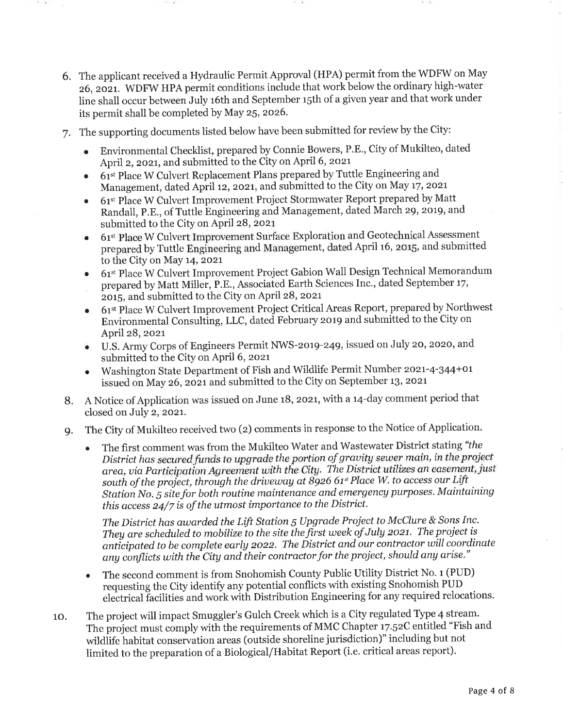6. The applicant received a Hydraulic Permit Approval (HPA) permit from the WDFW on May 26, 2021. WDFW HPA permit conditions include that work below the ordinary high-water line shall occur between July 16th and September 15th of a given year and that work under its permit shall be completed by May 25, 2026.

7. The supporting documents listed below have been submitted for review by the City:

   - Environmental Checklist, prepared by Connie Bowers, P.E., City of Mukilteo, dated April 2, 2021, and submitted to the City on April 6, 2021
   - 61st Place W Culvert Replacement Plans prepared by Tuttle Engineering and Management, dated April 12, 2021, and submitted to the City on May 17, 2021
   - 61st Place W Culvert Improvement Project Stormwater Report prepared by Matt Randall, P.E., of Tuttle Engineering and Management, dated March 29, 2019, and submitted to the City on April 28, 2021
   - 61st Place W Culvert Improvement Surface Exploration and Geotechnical Assessment prepared by Tuttle Engineering and Management, dated April 16, 2015, and submitted to the City on May 14, 2021
   - 61st Place W Culvert Improvement Project Gabion Wall Design Technical Memorandum prepared by Matt Miller, P.E., Associated Earth Sciences Inc., dated September 17, 2015, and submitted to the City on April 28, 2021
   - 61st Place W Culvert Improvement Project Critical Areas Report, prepared by Northwest Environmental Consulting, LLC, dated February 2019 and submitted to the City on April 28, 2021
   - U.S. Army Corps of Engineers Permit NWS-2019-249, issued on July 20, 2020, and submitted to the City on April 6, 2021
   - Washington State Department of Fish and Wildlife Permit Number 2021-4-344+01 issued on May 26, 2021 and submitted to the City on September 13, 2021

8. A Notice of Application was issued on June 18, 2021, with a 14-day comment period that closed on July 2, 2021.

9. The City of Mukilteo received two (2) comments in response to the Notice of Application.

   - The first comment was from the Mukilteo Water and Wastewater District stating *"the District has secured funds to upgrade the portion of gravity sewer main, in the project area, via Participation Agreement with the City. The District utilizes an easement, just south of the project, through the driveway at 8926 61st Place W. to access our Lift Station No. 5 site for both routine maintenance and emergency purposes. Maintaining this access 24/7 is of the utmost importance to the District.*

     *The District has awarded the Lift Station 5 Upgrade Project to McClure & Sons Inc. They are scheduled to mobilize to the site the first week of July 2021. The project is anticipated to be complete early 2022. The District and our contractor will coordinate any conflicts with the City and their contractor for the project, should any arise."*

   - The second comment is from Snohomish County Public Utility District No. 1 (PUD) requesting the City identify any potential conflicts with existing Snohomish PUD electrical facilities and work with Distribution Engineering for any required relocations.

10. The project will impact Smuggler's Gulch Creek which is a City regulated Type 4 stream. The project must comply with the requirements of MMC Chapter 17.52C entitled "Fish and wildlife habitat conservation areas (outside shoreline jurisdiction)" including but not limited to the preparation of a Biological/Habitat Report (i.e. critical areas report).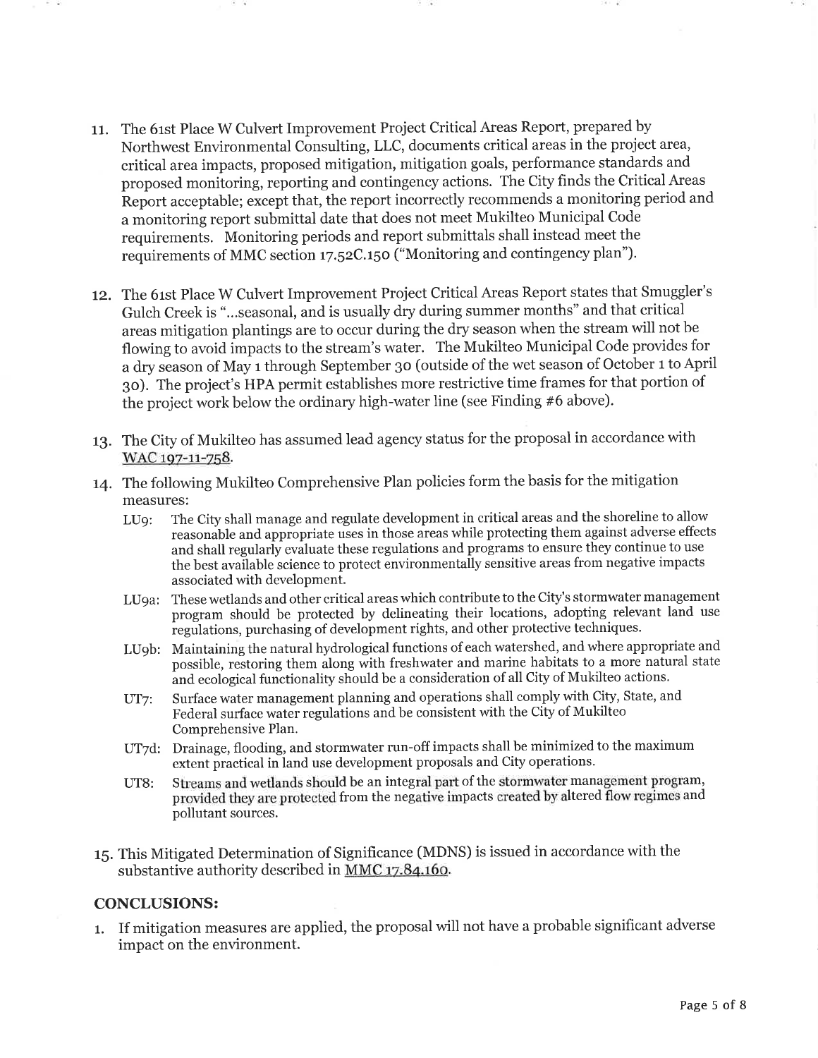11. The 61st Place W Culvert Improvement Project Critical Areas Report, prepared by Northwest Environmental Consulting, LLC, documents critical areas in the project area, critical area impacts, proposed mitigation, mitigation goals, performance standards and proposed monitoring, reporting and contingency actions. The City finds the Critical Areas Report acceptable; except that, the report incorrectly recommends a monitoring period and a monitoring report submittal date that does not meet Mukilteo Municipal Code requirements. Monitoring periods and report submittals shall instead meet the requirements of MMC section 17.52C.150 ("Monitoring and contingency plan").

12. The 61st Place W Culvert Improvement Project Critical Areas Report states that Smuggler's Gulch Creek is "...seasonal, and is usually dry during summer months" and that critical areas mitigation plantings are to occur during the dry season when the stream will not be flowing to avoid impacts to the stream's water. The Mukilteo Municipal Code provides for a dry season of May 1 through September 30 (outside of the wet season of October 1 to April 30). The project's HPA permit establishes more restrictive time frames for that portion of the project work below the ordinary high-water line (see Finding #6 above).

13. The City of Mukilteo has assumed lead agency status for the proposal in accordance with WAC 197-11-758.

14. The following Mukilteo Comprehensive Plan policies form the basis for the mitigation measures:
    - LU9: The City shall manage and regulate development in critical areas and the shoreline to allow reasonable and appropriate uses in those areas while protecting them against adverse effects and shall regularly evaluate these regulations and programs to ensure they continue to use the best available science to protect environmentally sensitive areas from negative impacts associated with development.
    - LU9a: These wetlands and other critical areas which contribute to the City's stormwater management program should be protected by delineating their locations, adopting relevant land use regulations, purchasing of development rights, and other protective techniques.
    - LU9b: Maintaining the natural hydrological functions of each watershed, and where appropriate and possible, restoring them along with freshwater and marine habitats to a more natural state and ecological functionality should be a consideration of all City of Mukilteo actions.
    - UT7: Surface water management planning and operations shall comply with City, State, and Federal surface water regulations and be consistent with the City of Mukilteo Comprehensive Plan.
    - UT7d: Drainage, flooding, and stormwater run-off impacts shall be minimized to the maximum extent practical in land use development proposals and City operations.
    - UT8: Streams and wetlands should be an integral part of the stormwater management program, provided they are protected from the negative impacts created by altered flow regimes and pollutant sources.

15. This Mitigated Determination of Significance (MDNS) is issued in accordance with the substantive authority described in MMC 17.84.160.

## CONCLUSIONS:

1. If mitigation measures are applied, the proposal will not have a probable significant adverse impact on the environment.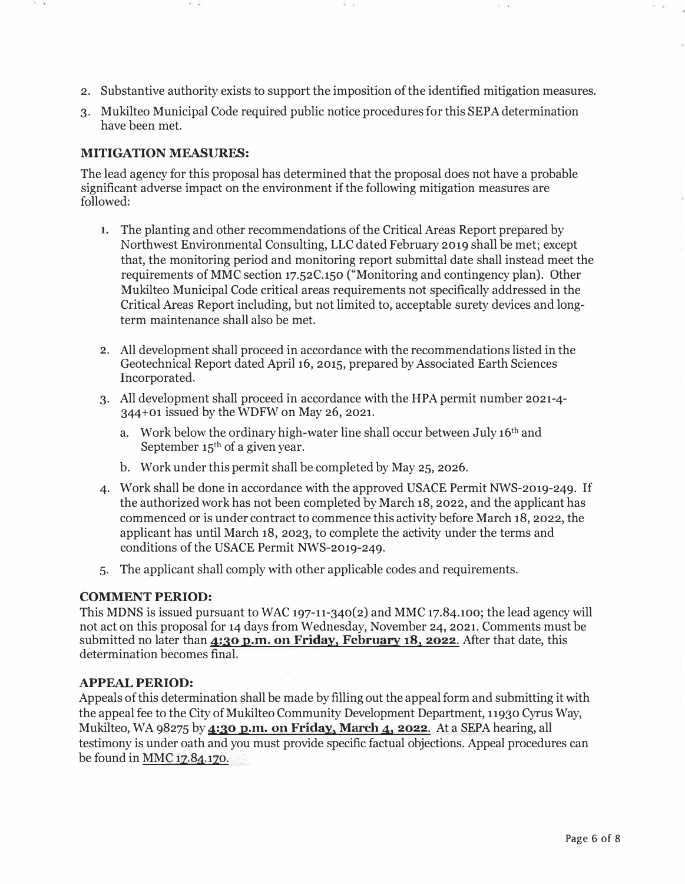2. Substantive authority exists to support the imposition of the identified mitigation measures.
3. Mukilteo Municipal Code required public notice procedures for this SEPA determination have been met.

## MITIGATION MEASURES:

The lead agency for this proposal has determined that the proposal does not have a probable significant adverse impact on the environment if the following mitigation measures are followed:

1. The planting and other recommendations of the Critical Areas Report prepared by Northwest Environmental Consulting, LLC dated February 2019 shall be met; except that, the monitoring period and monitoring report submittal date shall instead meet the requirements of MMC section 17.52C.150 ("Monitoring and contingency plan). Other Mukilteo Municipal Code critical areas requirements not specifically addressed in the Critical Areas Report including, but not limited to, acceptable surety devices and long-term maintenance shall also be met.
2. All development shall proceed in accordance with the recommendations listed in the Geotechnical Report dated April 16, 2015, prepared by Associated Earth Sciences Incorporated.
3. All development shall proceed in accordance with the HPA permit number 2021-4-344+01 issued by the WDFW on May 26, 2021.
   a. Work below the ordinary high-water line shall occur between July 16th and September 15th of a given year.
   b. Work under this permit shall be completed by May 25, 2026.
4. Work shall be done in accordance with the approved USACE Permit NWS-2019-249. If the authorized work has not been completed by March 18, 2022, and the applicant has commenced or is under contract to commence this activity before March 18, 2022, the applicant has until March 18, 2023, to complete the activity under the terms and conditions of the USACE Permit NWS-2019-249.
5. The applicant shall comply with other applicable codes and requirements.

## COMMENT PERIOD:

This MDNS is issued pursuant to WAC 197-11-340(2) and MMC 17.84.100; the lead agency will not act on this proposal for 14 days from Wednesday, November 24, 2021. Comments must be submitted no later than **4:30 p.m. on Friday, February 18, 2022**. After that date, this determination becomes final.

## APPEAL PERIOD:

Appeals of this determination shall be made by filling out the appeal form and submitting it with the appeal fee to the City of Mukilteo Community Development Department, 11930 Cyrus Way, Mukilteo, WA 98275 by **4:30 p.m. on Friday, March 4, 2022**. At a SEPA hearing, all testimony is under oath and you must provide specific factual objections. Appeal procedures can be found in MMC 17.84.170.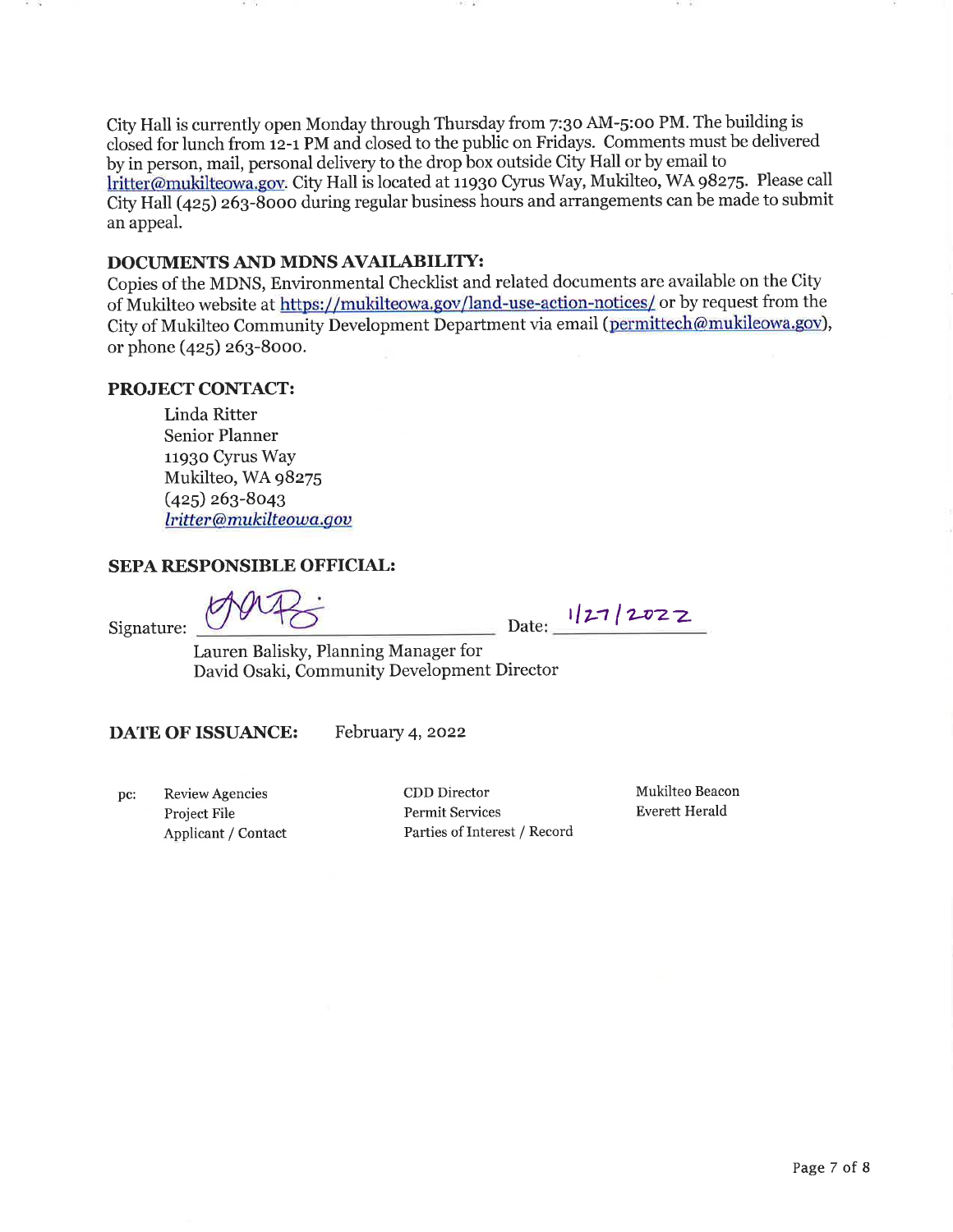City Hall is currently open Monday through Thursday from 7:30 AM-5:00 PM. The building is closed for lunch from 12-1 PM and closed to the public on Fridays. Comments must be delivered by in person, mail, personal delivery to the drop box outside City Hall or by email to lritter@mukilteowa.gov. City Hall is located at 11930 Cyrus Way, Mukilteo, WA 98275. Please call City Hall (425) 263-8000 during regular business hours and arrangements can be made to submit an appeal.

## DOCUMENTS AND MDNS AVAILABILITY:

Copies of the MDNS, Environmental Checklist and related documents are available on the City of Mukilteo website at https://mukilteowa.gov/land-use-action-notices/ or by request from the City of Mukilteo Community Development Department via email (permittech@mukileowa.gov), or phone (425) 263-8000.

## PROJECT CONTACT:

Linda Ritter
Senior Planner
11930 Cyrus Way
Mukilteo, WA 98275
(425) 263-8043
*lritter@mukilteowa.gov*

## SEPA RESPONSIBLE OFFICIAL:

Signature: [signature] Date: 1/27/2022

Lauren Balisky, Planning Manager for
David Osaki, Community Development Director

**DATE OF ISSUANCE:** February 4, 2022

pc:

| Review Agencies | CDD Director | Mukilteo Beacon |
|---|---|---|
| Project File | Permit Services | Everett Herald |
| Applicant / Contact | Parties of Interest / Record | |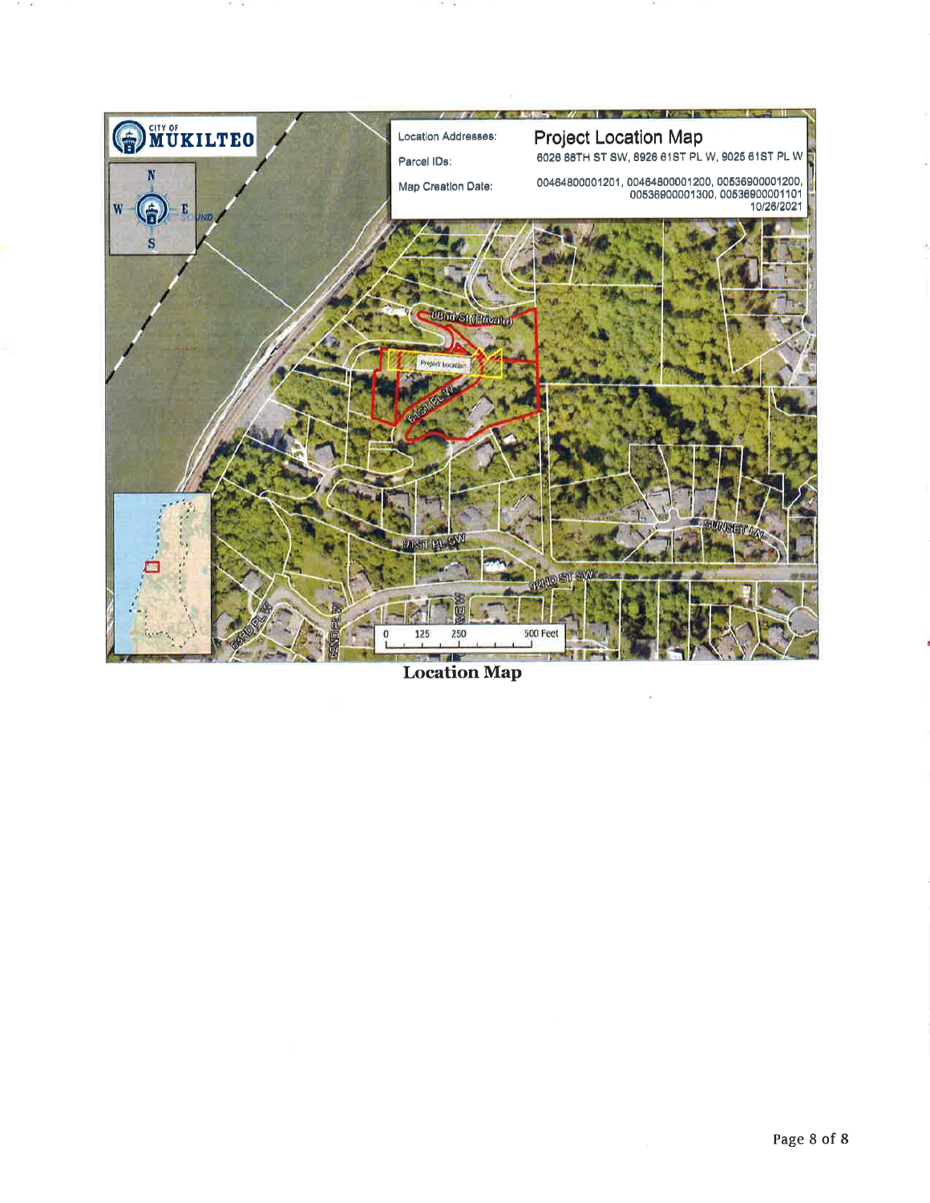CITY OF MUKILTEO

**Project Location Map**

Location Addresses: 6026 88TH ST SW, 8926 61ST PL W, 9025 61ST PL W

Parcel IDs: 00464800001201, 00464800001200, 00536900001200, 00536900001300, 00536900001101

Map Creation Date: 10/26/2021

88nd St (Private)

Project Location

61ST PL W

91ST PL SW

92ND ST SW

SUNSET LN

63RD PL W

62ND PL W

0 125 250 500 Feet

**Location Map**